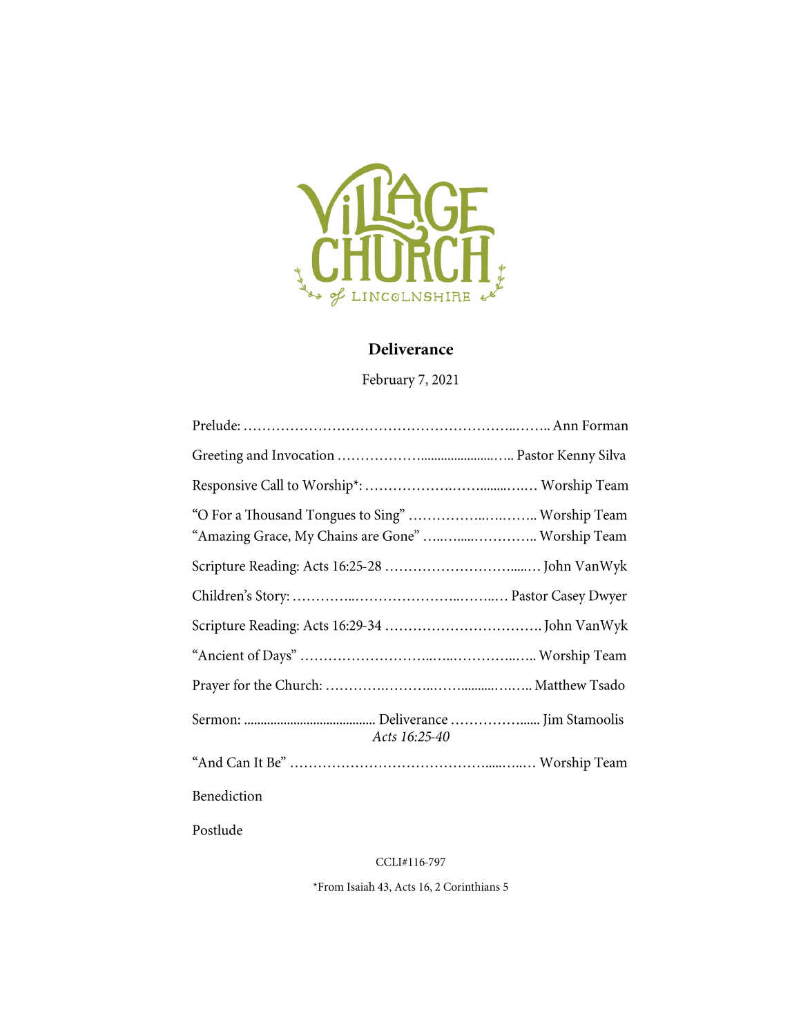# Village Church of Lincolnshire

## Deliverance

February 7, 2021

Prelude: …………………………………………………..…….. Ann Forman

Greeting and Invocation ………………......................….. Pastor Kenny Silva

Responsive Call to Worship*: ……………….……........….… Worship Team

"O For a Thousand Tongues to Sing" …………….…….…….. Worship Team
"Amazing Grace, My Chains are Gone" …..….....………….. Worship Team

Scripture Reading: Acts 16:25-28 ……………………….....… John VanWyk

Children's Story: …………..…………………..……..… Pastor Casey Dwyer

Scripture Reading: Acts 16:29-34 ……………………………. John VanWyk

"Ancient of Days" ………………………..…..…………..….. Worship Team

Prayer for the Church: ……….………..……..........….….. Matthew Tsado

Sermon: ........................................ Deliverance …………...... Jim Stamoolis
*Acts 16:25-40*

"And Can It Be" …………………………………......…..… Worship Team

Benediction

Postlude

CCLI#116-797

*From Isaiah 43, Acts 16, 2 Corinthians 5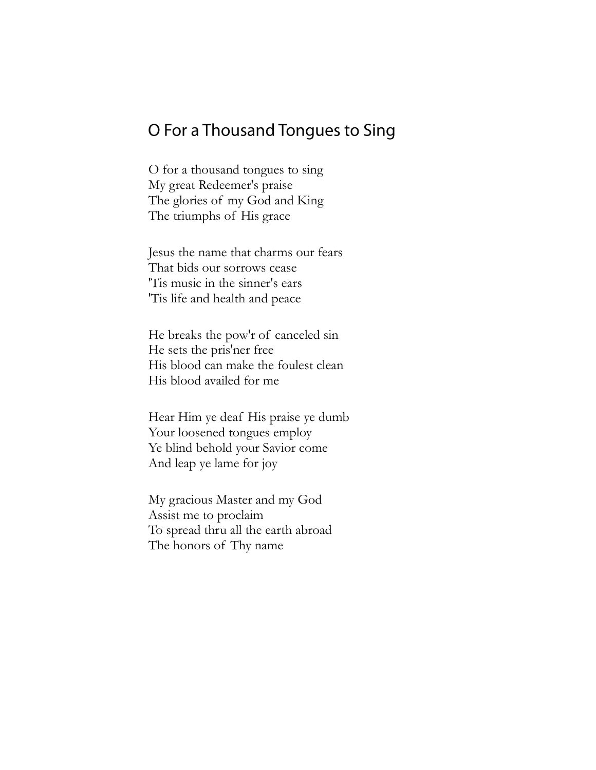## O For a Thousand Tongues to Sing

O for a thousand tongues to sing
My great Redeemer's praise
The glories of my God and King
The triumphs of His grace

Jesus the name that charms our fears
That bids our sorrows cease
'Tis music in the sinner's ears
'Tis life and health and peace

He breaks the pow'r of canceled sin
He sets the pris'ner free
His blood can make the foulest clean
His blood availed for me

Hear Him ye deaf His praise ye dumb
Your loosened tongues employ
Ye blind behold your Savior come
And leap ye lame for joy

My gracious Master and my God
Assist me to proclaim
To spread thru all the earth abroad
The honors of Thy name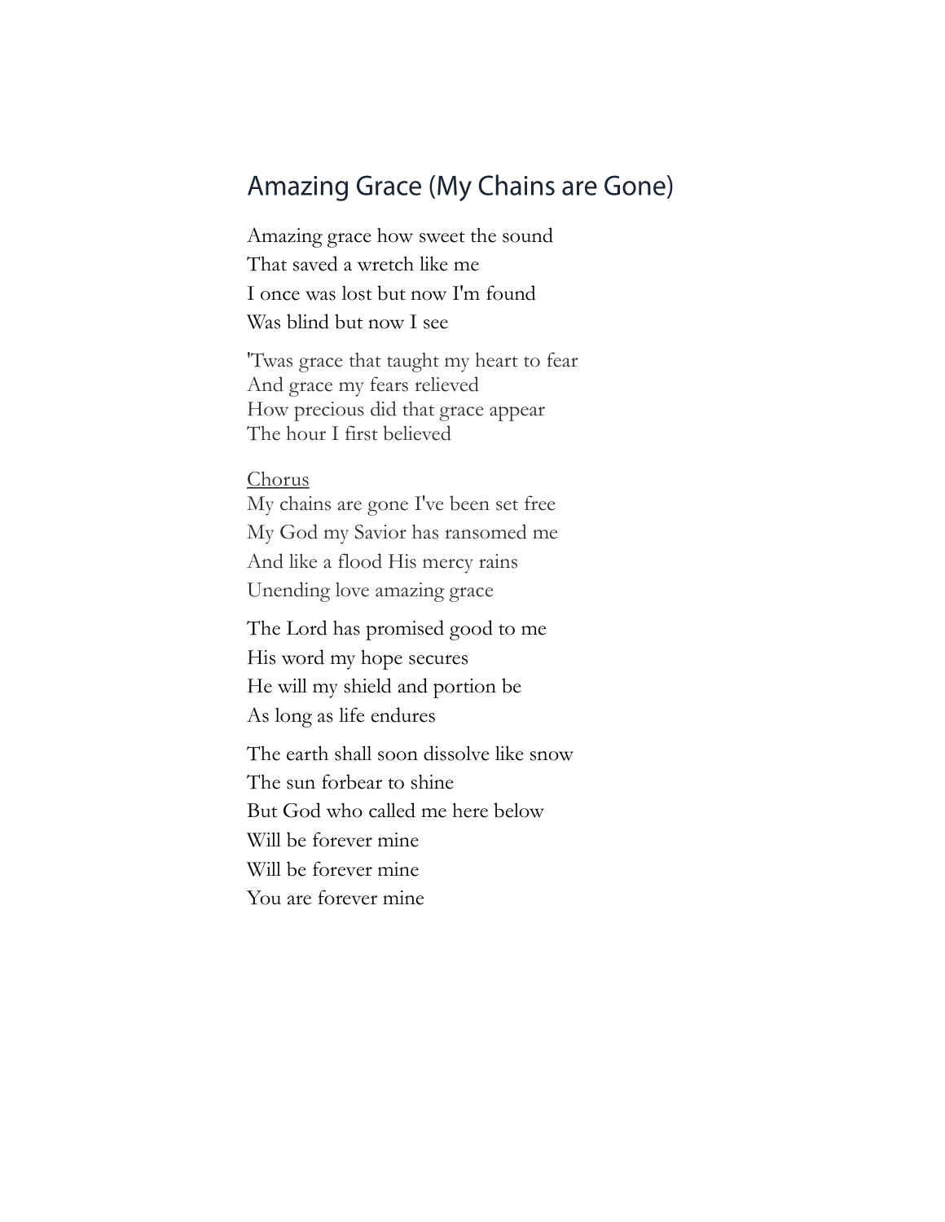## Amazing Grace (My Chains are Gone)

Amazing grace how sweet the sound  
That saved a wretch like me  
I once was lost but now I'm found  
Was blind but now I see

'Twas grace that taught my heart to fear  
And grace my fears relieved  
How precious did that grace appear  
The hour I first believed

Chorus  
My chains are gone I've been set free  
My God my Savior has ransomed me  
And like a flood His mercy rains  
Unending love amazing grace

The Lord has promised good to me  
His word my hope secures  
He will my shield and portion be  
As long as life endures

The earth shall soon dissolve like snow  
The sun forbear to shine  
But God who called me here below  
Will be forever mine  
Will be forever mine  
You are forever mine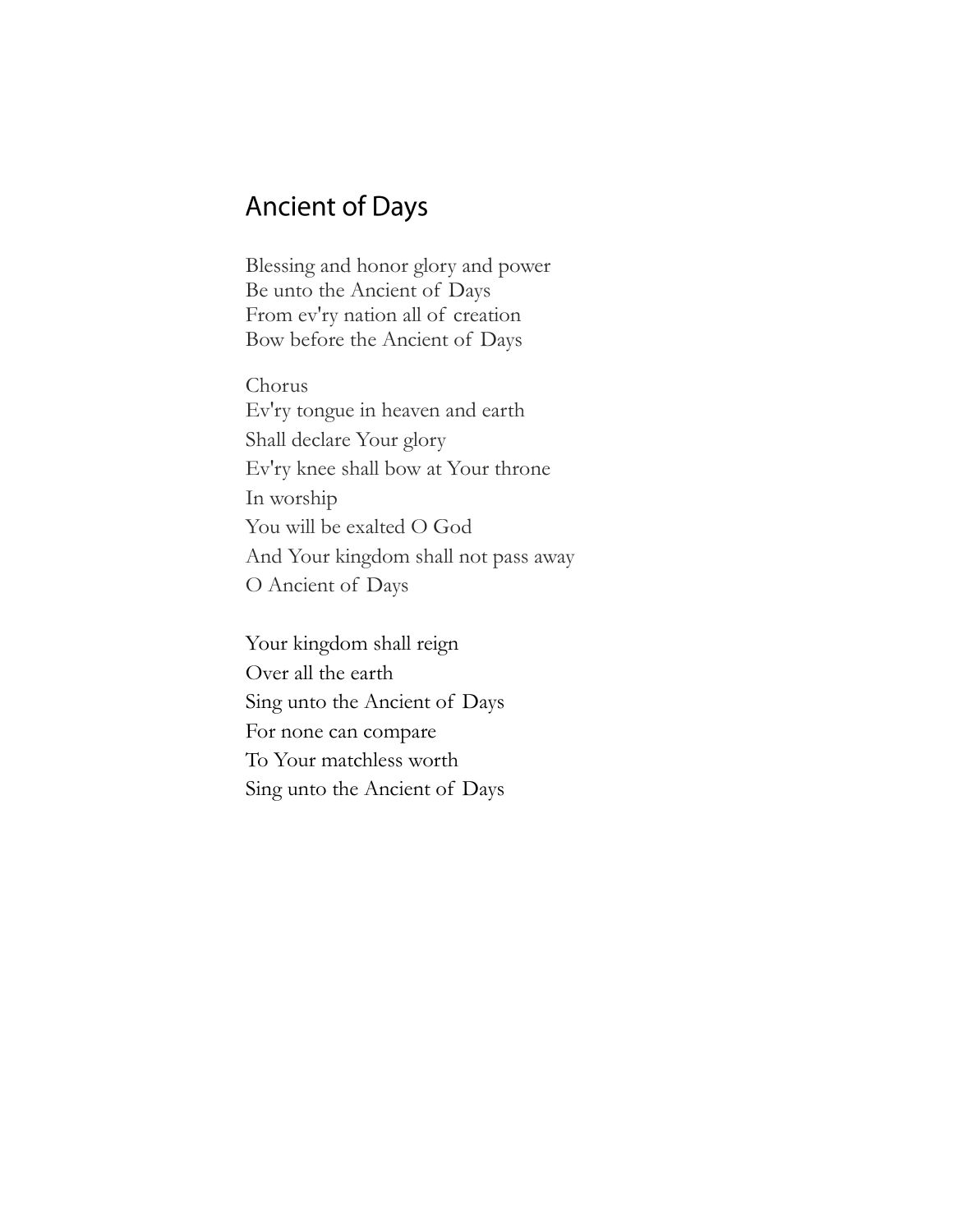## Ancient of Days

Blessing and honor glory and power
Be unto the Ancient of Days
From ev'ry nation all of creation
Bow before the Ancient of Days

Chorus
Ev'ry tongue in heaven and earth
Shall declare Your glory
Ev'ry knee shall bow at Your throne
In worship
You will be exalted O God
And Your kingdom shall not pass away
O Ancient of Days

Your kingdom shall reign
Over all the earth
Sing unto the Ancient of Days
For none can compare
To Your matchless worth
Sing unto the Ancient of Days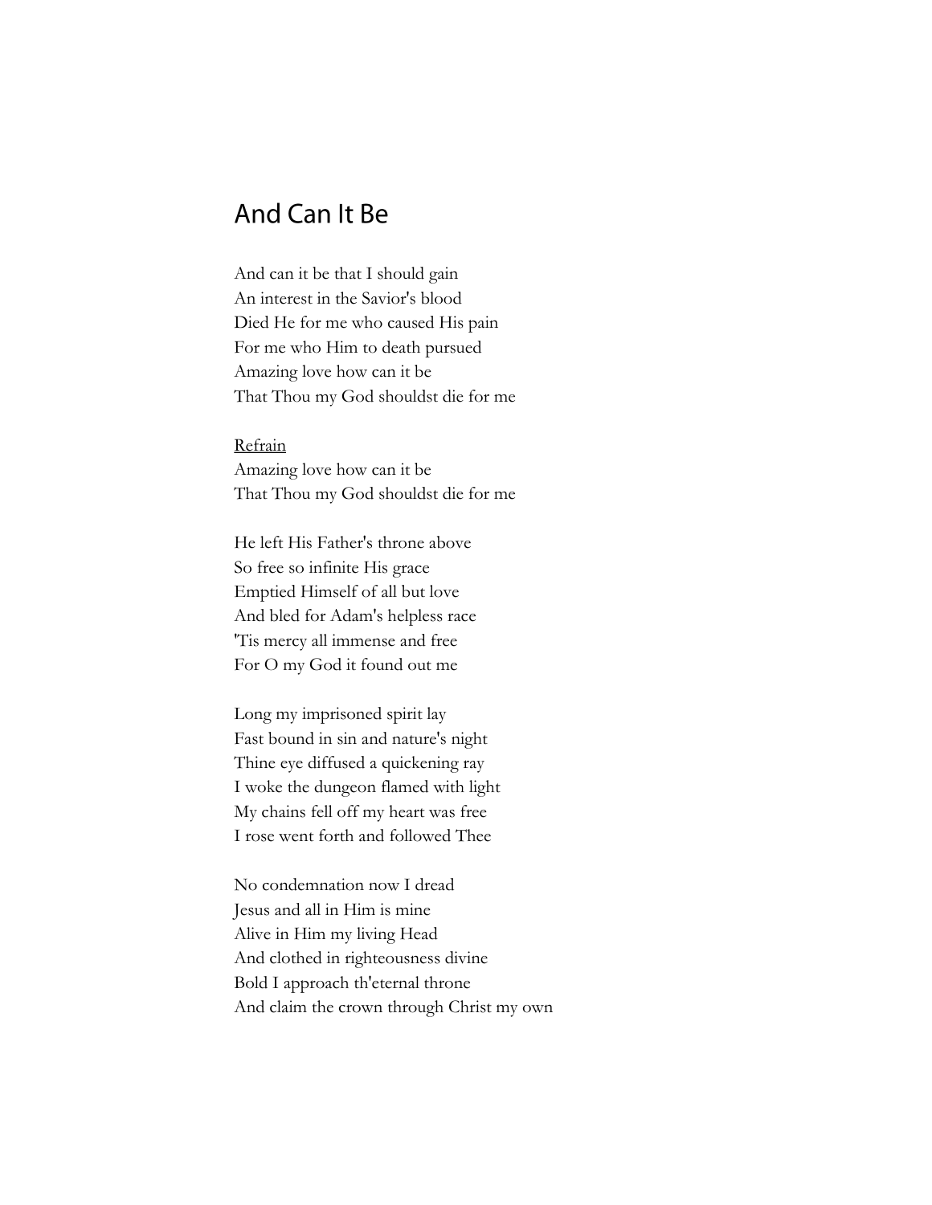# And Can It Be

And can it be that I should gain
An interest in the Savior's blood
Died He for me who caused His pain
For me who Him to death pursued
Amazing love how can it be
That Thou my God shouldst die for me

Refrain
Amazing love how can it be
That Thou my God shouldst die for me

He left His Father's throne above
So free so infinite His grace
Emptied Himself of all but love
And bled for Adam's helpless race
'Tis mercy all immense and free
For O my God it found out me

Long my imprisoned spirit lay
Fast bound in sin and nature's night
Thine eye diffused a quickening ray
I woke the dungeon flamed with light
My chains fell off my heart was free
I rose went forth and followed Thee

No condemnation now I dread
Jesus and all in Him is mine
Alive in Him my living Head
And clothed in righteousness divine
Bold I approach th'eternal throne
And claim the crown through Christ my own